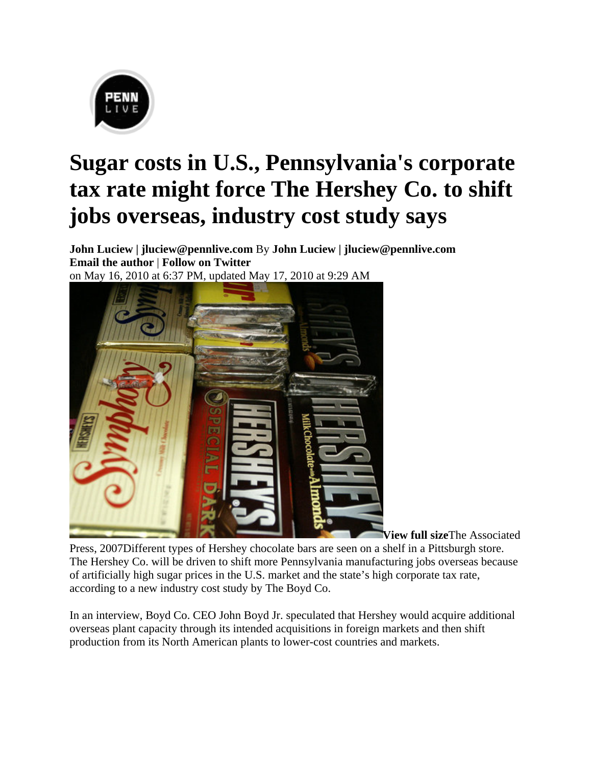PENN LIVE

# Sugar costs in U.S., Pennsylvania's corporate tax rate might force The Hershey Co. to shift jobs overseas, industry cost study says

**John Luciew | jluciew@pennlive.com** By **John Luciew | jluciew@pennlive.com**
**Email the author** | **Follow on Twitter**
on May 16, 2010 at 6:37 PM, updated May 17, 2010 at 9:29 AM

**View full size**The Associated Press, 2007Different types of Hershey chocolate bars are seen on a shelf in a Pittsburgh store.

The Hershey Co. will be driven to shift more Pennsylvania manufacturing jobs overseas because of artificially high sugar prices in the U.S. market and the state's high corporate tax rate, according to a new industry cost study by The Boyd Co.

In an interview, Boyd Co. CEO John Boyd Jr. speculated that Hershey would acquire additional overseas plant capacity through its intended acquisitions in foreign markets and then shift production from its North American plants to lower-cost countries and markets.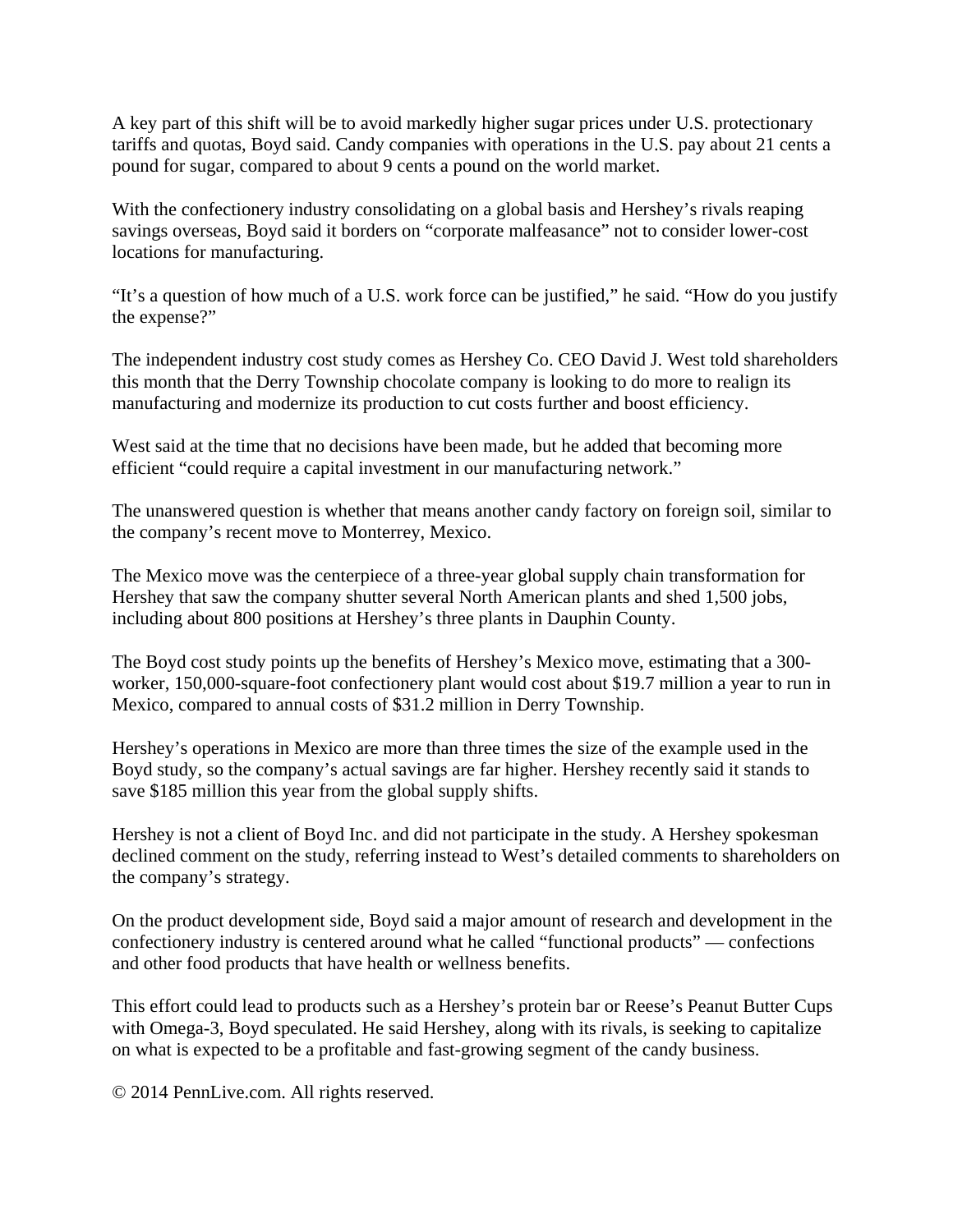A key part of this shift will be to avoid markedly higher sugar prices under U.S. protectionary tariffs and quotas, Boyd said. Candy companies with operations in the U.S. pay about 21 cents a pound for sugar, compared to about 9 cents a pound on the world market.

With the confectionery industry consolidating on a global basis and Hershey's rivals reaping savings overseas, Boyd said it borders on "corporate malfeasance" not to consider lower-cost locations for manufacturing.

"It's a question of how much of a U.S. work force can be justified," he said. "How do you justify the expense?"

The independent industry cost study comes as Hershey Co. CEO David J. West told shareholders this month that the Derry Township chocolate company is looking to do more to realign its manufacturing and modernize its production to cut costs further and boost efficiency.

West said at the time that no decisions have been made, but he added that becoming more efficient "could require a capital investment in our manufacturing network."

The unanswered question is whether that means another candy factory on foreign soil, similar to the company's recent move to Monterrey, Mexico.

The Mexico move was the centerpiece of a three-year global supply chain transformation for Hershey that saw the company shutter several North American plants and shed 1,500 jobs, including about 800 positions at Hershey's three plants in Dauphin County.

The Boyd cost study points up the benefits of Hershey's Mexico move, estimating that a 300-worker, 150,000-square-foot confectionery plant would cost about $19.7 million a year to run in Mexico, compared to annual costs of $31.2 million in Derry Township.

Hershey's operations in Mexico are more than three times the size of the example used in the Boyd study, so the company's actual savings are far higher. Hershey recently said it stands to save $185 million this year from the global supply shifts.

Hershey is not a client of Boyd Inc. and did not participate in the study. A Hershey spokesman declined comment on the study, referring instead to West's detailed comments to shareholders on the company's strategy.

On the product development side, Boyd said a major amount of research and development in the confectionery industry is centered around what he called "functional products" — confections and other food products that have health or wellness benefits.

This effort could lead to products such as a Hershey's protein bar or Reese's Peanut Butter Cups with Omega-3, Boyd speculated. He said Hershey, along with its rivals, is seeking to capitalize on what is expected to be a profitable and fast-growing segment of the candy business.

© 2014 PennLive.com. All rights reserved.